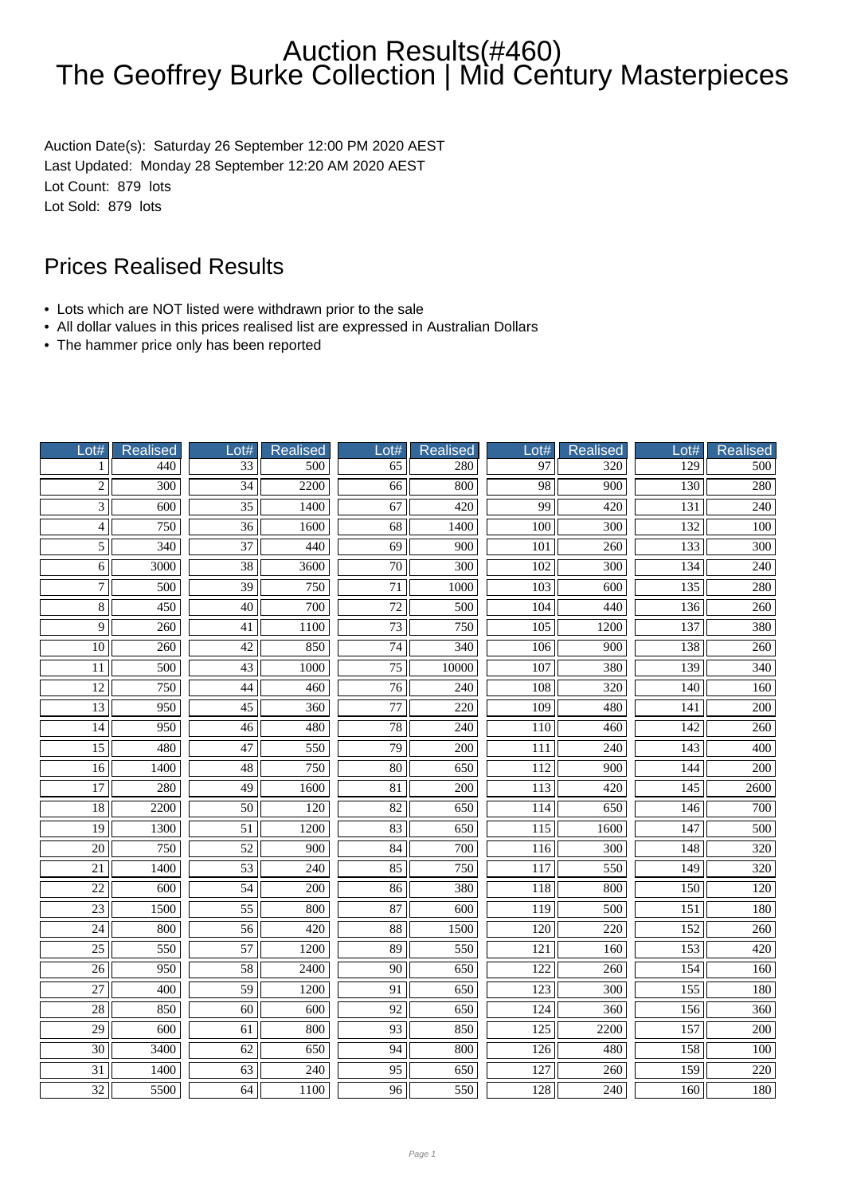# Auction Results(#460)
# The Geoffrey Burke Collection | Mid Century Masterpieces

Auction Date(s): Saturday 26 September 12:00 PM 2020 AEST
Last Updated: Monday 28 September 12:20 AM 2020 AEST
Lot Count: 879 lots
Lot Sold: 879 lots

## Prices Realised Results

- Lots which are NOT listed were withdrawn prior to the sale
- All dollar values in this prices realised list are expressed in Australian Dollars
- The hammer price only has been reported

| Lot# | Realised | Lot# | Realised | Lot# | Realised | Lot# | Realised | Lot# | Realised |
|---|---|---|---|---|---|---|---|---|---|
| 1 | 440 | 33 | 500 | 65 | 280 | 97 | 320 | 129 | 500 |
| 2 | 300 | 34 | 2200 | 66 | 800 | 98 | 900 | 130 | 280 |
| 3 | 600 | 35 | 1400 | 67 | 420 | 99 | 420 | 131 | 240 |
| 4 | 750 | 36 | 1600 | 68 | 1400 | 100 | 300 | 132 | 100 |
| 5 | 340 | 37 | 440 | 69 | 900 | 101 | 260 | 133 | 300 |
| 6 | 3000 | 38 | 3600 | 70 | 300 | 102 | 300 | 134 | 240 |
| 7 | 500 | 39 | 750 | 71 | 1000 | 103 | 600 | 135 | 280 |
| 8 | 450 | 40 | 700 | 72 | 500 | 104 | 440 | 136 | 260 |
| 9 | 260 | 41 | 1100 | 73 | 750 | 105 | 1200 | 137 | 380 |
| 10 | 260 | 42 | 850 | 74 | 340 | 106 | 900 | 138 | 260 |
| 11 | 500 | 43 | 1000 | 75 | 10000 | 107 | 380 | 139 | 340 |
| 12 | 750 | 44 | 460 | 76 | 240 | 108 | 320 | 140 | 160 |
| 13 | 950 | 45 | 360 | 77 | 220 | 109 | 480 | 141 | 200 |
| 14 | 950 | 46 | 480 | 78 | 240 | 110 | 460 | 142 | 260 |
| 15 | 480 | 47 | 550 | 79 | 200 | 111 | 240 | 143 | 400 |
| 16 | 1400 | 48 | 750 | 80 | 650 | 112 | 900 | 144 | 200 |
| 17 | 280 | 49 | 1600 | 81 | 200 | 113 | 420 | 145 | 2600 |
| 18 | 2200 | 50 | 120 | 82 | 650 | 114 | 650 | 146 | 700 |
| 19 | 1300 | 51 | 1200 | 83 | 650 | 115 | 1600 | 147 | 500 |
| 20 | 750 | 52 | 900 | 84 | 700 | 116 | 300 | 148 | 320 |
| 21 | 1400 | 53 | 240 | 85 | 750 | 117 | 550 | 149 | 320 |
| 22 | 600 | 54 | 200 | 86 | 380 | 118 | 800 | 150 | 120 |
| 23 | 1500 | 55 | 800 | 87 | 600 | 119 | 500 | 151 | 180 |
| 24 | 800 | 56 | 420 | 88 | 1500 | 120 | 220 | 152 | 260 |
| 25 | 550 | 57 | 1200 | 89 | 550 | 121 | 160 | 153 | 420 |
| 26 | 950 | 58 | 2400 | 90 | 650 | 122 | 260 | 154 | 160 |
| 27 | 400 | 59 | 1200 | 91 | 650 | 123 | 300 | 155 | 180 |
| 28 | 850 | 60 | 600 | 92 | 650 | 124 | 360 | 156 | 360 |
| 29 | 600 | 61 | 800 | 93 | 850 | 125 | 2200 | 157 | 200 |
| 30 | 3400 | 62 | 650 | 94 | 800 | 126 | 480 | 158 | 100 |
| 31 | 1400 | 63 | 240 | 95 | 650 | 127 | 260 | 159 | 220 |
| 32 | 5500 | 64 | 1100 | 96 | 550 | 128 | 240 | 160 | 180 |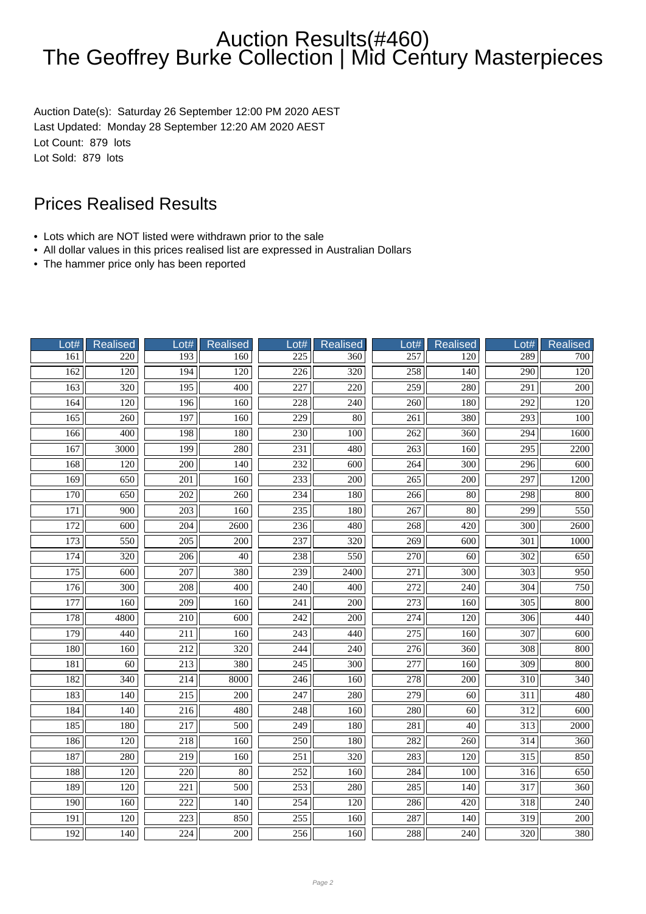# Auction Results(#460)
# The Geoffrey Burke Collection | Mid Century Masterpieces

Auction Date(s): Saturday 26 September 12:00 PM 2020 AEST
Last Updated: Monday 28 September 12:20 AM 2020 AEST
Lot Count: 879 lots
Lot Sold: 879 lots

## Prices Realised Results

- Lots which are NOT listed were withdrawn prior to the sale
- All dollar values in this prices realised list are expressed in Australian Dollars
- The hammer price only has been reported

| Lot# | Realised | Lot# | Realised | Lot# | Realised | Lot# | Realised | Lot# | Realised |
|---|---|---|---|---|---|---|---|---|---|
| 161 | 220 | 193 | 160 | 225 | 360 | 257 | 120 | 289 | 700 |
| 162 | 120 | 194 | 120 | 226 | 320 | 258 | 140 | 290 | 120 |
| 163 | 320 | 195 | 400 | 227 | 220 | 259 | 280 | 291 | 200 |
| 164 | 120 | 196 | 160 | 228 | 240 | 260 | 180 | 292 | 120 |
| 165 | 260 | 197 | 160 | 229 | 80 | 261 | 380 | 293 | 100 |
| 166 | 400 | 198 | 180 | 230 | 100 | 262 | 360 | 294 | 1600 |
| 167 | 3000 | 199 | 280 | 231 | 480 | 263 | 160 | 295 | 2200 |
| 168 | 120 | 200 | 140 | 232 | 600 | 264 | 300 | 296 | 600 |
| 169 | 650 | 201 | 160 | 233 | 200 | 265 | 200 | 297 | 1200 |
| 170 | 650 | 202 | 260 | 234 | 180 | 266 | 80 | 298 | 800 |
| 171 | 900 | 203 | 160 | 235 | 180 | 267 | 80 | 299 | 550 |
| 172 | 600 | 204 | 2600 | 236 | 480 | 268 | 420 | 300 | 2600 |
| 173 | 550 | 205 | 200 | 237 | 320 | 269 | 600 | 301 | 1000 |
| 174 | 320 | 206 | 40 | 238 | 550 | 270 | 60 | 302 | 650 |
| 175 | 600 | 207 | 380 | 239 | 2400 | 271 | 300 | 303 | 950 |
| 176 | 300 | 208 | 400 | 240 | 400 | 272 | 240 | 304 | 750 |
| 177 | 160 | 209 | 160 | 241 | 200 | 273 | 160 | 305 | 800 |
| 178 | 4800 | 210 | 600 | 242 | 200 | 274 | 120 | 306 | 440 |
| 179 | 440 | 211 | 160 | 243 | 440 | 275 | 160 | 307 | 600 |
| 180 | 160 | 212 | 320 | 244 | 240 | 276 | 360 | 308 | 800 |
| 181 | 60 | 213 | 380 | 245 | 300 | 277 | 160 | 309 | 800 |
| 182 | 340 | 214 | 8000 | 246 | 160 | 278 | 200 | 310 | 340 |
| 183 | 140 | 215 | 200 | 247 | 280 | 279 | 60 | 311 | 480 |
| 184 | 140 | 216 | 480 | 248 | 160 | 280 | 60 | 312 | 600 |
| 185 | 180 | 217 | 500 | 249 | 180 | 281 | 40 | 313 | 2000 |
| 186 | 120 | 218 | 160 | 250 | 180 | 282 | 260 | 314 | 360 |
| 187 | 280 | 219 | 160 | 251 | 320 | 283 | 120 | 315 | 850 |
| 188 | 120 | 220 | 80 | 252 | 160 | 284 | 100 | 316 | 650 |
| 189 | 120 | 221 | 500 | 253 | 280 | 285 | 140 | 317 | 360 |
| 190 | 160 | 222 | 140 | 254 | 120 | 286 | 420 | 318 | 240 |
| 191 | 120 | 223 | 850 | 255 | 160 | 287 | 140 | 319 | 200 |
| 192 | 140 | 224 | 200 | 256 | 160 | 288 | 240 | 320 | 380 |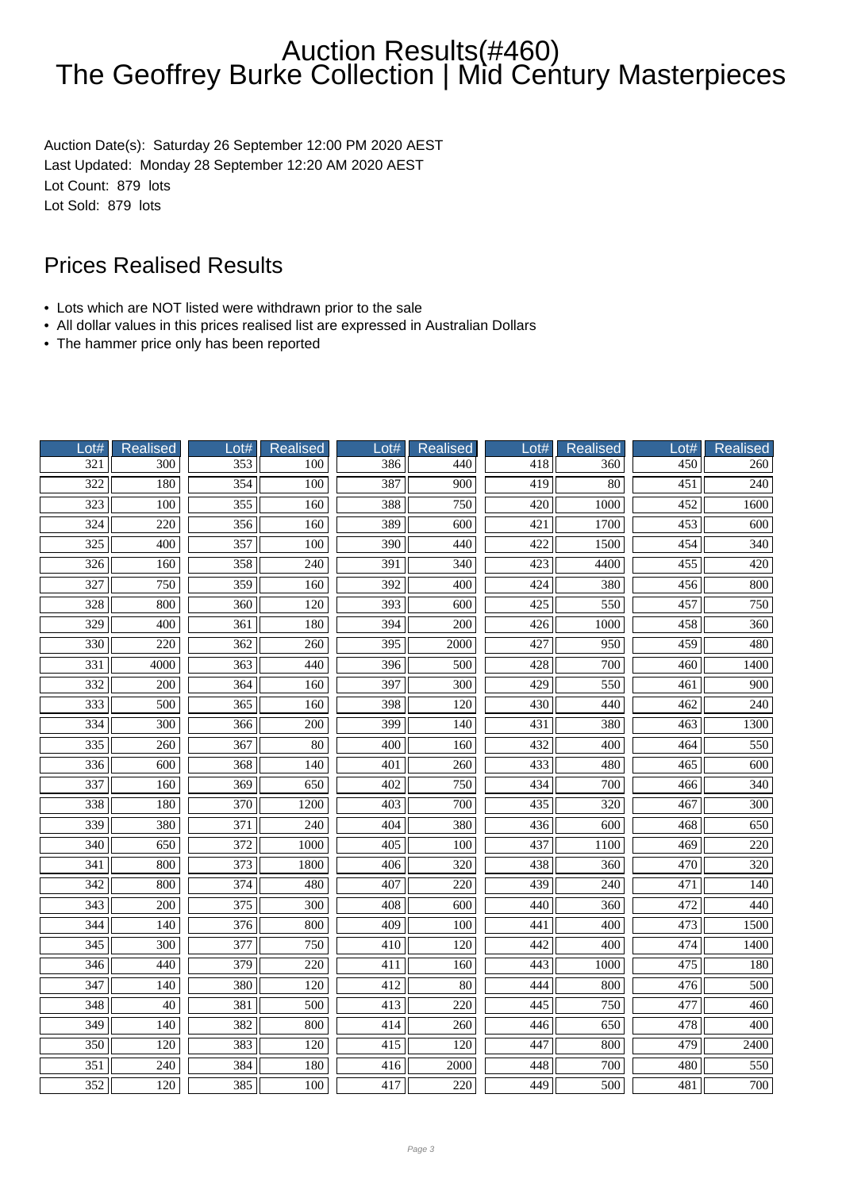# Auction Results(#460) The Geoffrey Burke Collection | Mid Century Masterpieces

Auction Date(s): Saturday 26 September 12:00 PM 2020 AEST
Last Updated: Monday 28 September 12:20 AM 2020 AEST
Lot Count: 879 lots
Lot Sold: 879 lots

## Prices Realised Results

- Lots which are NOT listed were withdrawn prior to the sale
- All dollar values in this prices realised list are expressed in Australian Dollars
- The hammer price only has been reported

| Lot# | Realised | Lot# | Realised | Lot# | Realised | Lot# | Realised | Lot# | Realised |
|---|---|---|---|---|---|---|---|---|---|
| 321 | 300 | 353 | 100 | 386 | 440 | 418 | 360 | 450 | 260 |
| 322 | 180 | 354 | 100 | 387 | 900 | 419 | 80 | 451 | 240 |
| 323 | 100 | 355 | 160 | 388 | 750 | 420 | 1000 | 452 | 1600 |
| 324 | 220 | 356 | 160 | 389 | 600 | 421 | 1700 | 453 | 600 |
| 325 | 400 | 357 | 100 | 390 | 440 | 422 | 1500 | 454 | 340 |
| 326 | 160 | 358 | 240 | 391 | 340 | 423 | 4400 | 455 | 420 |
| 327 | 750 | 359 | 160 | 392 | 400 | 424 | 380 | 456 | 800 |
| 328 | 800 | 360 | 120 | 393 | 600 | 425 | 550 | 457 | 750 |
| 329 | 400 | 361 | 180 | 394 | 200 | 426 | 1000 | 458 | 360 |
| 330 | 220 | 362 | 260 | 395 | 2000 | 427 | 950 | 459 | 480 |
| 331 | 4000 | 363 | 440 | 396 | 500 | 428 | 700 | 460 | 1400 |
| 332 | 200 | 364 | 160 | 397 | 300 | 429 | 550 | 461 | 900 |
| 333 | 500 | 365 | 160 | 398 | 120 | 430 | 440 | 462 | 240 |
| 334 | 300 | 366 | 200 | 399 | 140 | 431 | 380 | 463 | 1300 |
| 335 | 260 | 367 | 80 | 400 | 160 | 432 | 400 | 464 | 550 |
| 336 | 600 | 368 | 140 | 401 | 260 | 433 | 480 | 465 | 600 |
| 337 | 160 | 369 | 650 | 402 | 750 | 434 | 700 | 466 | 340 |
| 338 | 180 | 370 | 1200 | 403 | 700 | 435 | 320 | 467 | 300 |
| 339 | 380 | 371 | 240 | 404 | 380 | 436 | 600 | 468 | 650 |
| 340 | 650 | 372 | 1000 | 405 | 100 | 437 | 1100 | 469 | 220 |
| 341 | 800 | 373 | 1800 | 406 | 320 | 438 | 360 | 470 | 320 |
| 342 | 800 | 374 | 480 | 407 | 220 | 439 | 240 | 471 | 140 |
| 343 | 200 | 375 | 300 | 408 | 600 | 440 | 360 | 472 | 440 |
| 344 | 140 | 376 | 800 | 409 | 100 | 441 | 400 | 473 | 1500 |
| 345 | 300 | 377 | 750 | 410 | 120 | 442 | 400 | 474 | 1400 |
| 346 | 440 | 379 | 220 | 411 | 160 | 443 | 1000 | 475 | 180 |
| 347 | 140 | 380 | 120 | 412 | 80 | 444 | 800 | 476 | 500 |
| 348 | 40 | 381 | 500 | 413 | 220 | 445 | 750 | 477 | 460 |
| 349 | 140 | 382 | 800 | 414 | 260 | 446 | 650 | 478 | 400 |
| 350 | 120 | 383 | 120 | 415 | 120 | 447 | 800 | 479 | 2400 |
| 351 | 240 | 384 | 180 | 416 | 2000 | 448 | 700 | 480 | 550 |
| 352 | 120 | 385 | 100 | 417 | 220 | 449 | 500 | 481 | 700 |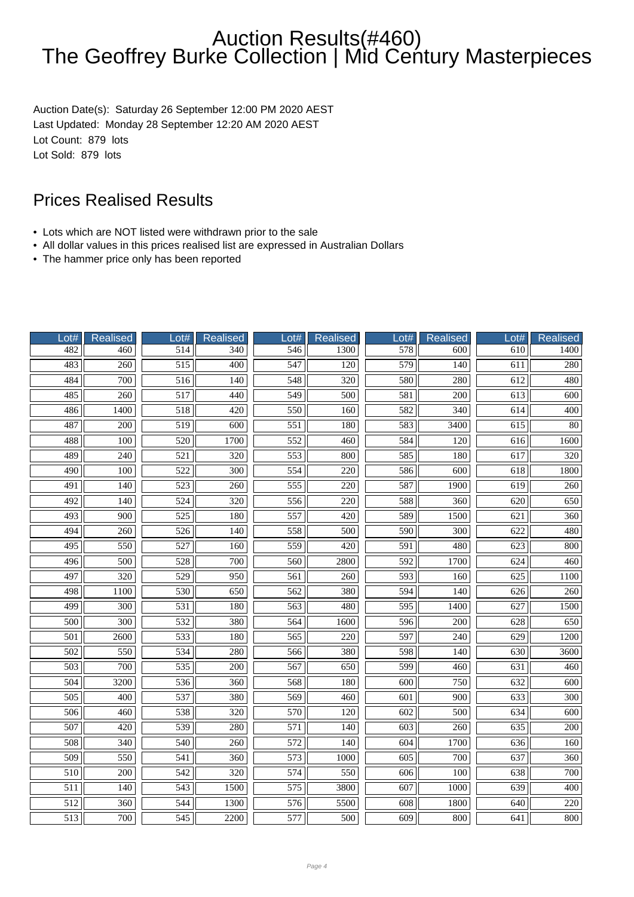# Auction Results(#460)
# The Geoffrey Burke Collection | Mid Century Masterpieces

Auction Date(s): Saturday 26 September 12:00 PM 2020 AEST
Last Updated: Monday 28 September 12:20 AM 2020 AEST
Lot Count: 879 lots
Lot Sold: 879 lots

## Prices Realised Results

- Lots which are NOT listed were withdrawn prior to the sale
- All dollar values in this prices realised list are expressed in Australian Dollars
- The hammer price only has been reported

| Lot# | Realised | Lot# | Realised | Lot# | Realised | Lot# | Realised | Lot# | Realised |
|---|---|---|---|---|---|---|---|---|---|
| 482 | 460 | 514 | 340 | 546 | 1300 | 578 | 600 | 610 | 1400 |
| 483 | 260 | 515 | 400 | 547 | 120 | 579 | 140 | 611 | 280 |
| 484 | 700 | 516 | 140 | 548 | 320 | 580 | 280 | 612 | 480 |
| 485 | 260 | 517 | 440 | 549 | 500 | 581 | 200 | 613 | 600 |
| 486 | 1400 | 518 | 420 | 550 | 160 | 582 | 340 | 614 | 400 |
| 487 | 200 | 519 | 600 | 551 | 180 | 583 | 3400 | 615 | 80 |
| 488 | 100 | 520 | 1700 | 552 | 460 | 584 | 120 | 616 | 1600 |
| 489 | 240 | 521 | 320 | 553 | 800 | 585 | 180 | 617 | 320 |
| 490 | 100 | 522 | 300 | 554 | 220 | 586 | 600 | 618 | 1800 |
| 491 | 140 | 523 | 260 | 555 | 220 | 587 | 1900 | 619 | 260 |
| 492 | 140 | 524 | 320 | 556 | 220 | 588 | 360 | 620 | 650 |
| 493 | 900 | 525 | 180 | 557 | 420 | 589 | 1500 | 621 | 360 |
| 494 | 260 | 526 | 140 | 558 | 500 | 590 | 300 | 622 | 480 |
| 495 | 550 | 527 | 160 | 559 | 420 | 591 | 480 | 623 | 800 |
| 496 | 500 | 528 | 700 | 560 | 2800 | 592 | 1700 | 624 | 460 |
| 497 | 320 | 529 | 950 | 561 | 260 | 593 | 160 | 625 | 1100 |
| 498 | 1100 | 530 | 650 | 562 | 380 | 594 | 140 | 626 | 260 |
| 499 | 300 | 531 | 180 | 563 | 480 | 595 | 1400 | 627 | 1500 |
| 500 | 300 | 532 | 380 | 564 | 1600 | 596 | 200 | 628 | 650 |
| 501 | 2600 | 533 | 180 | 565 | 220 | 597 | 240 | 629 | 1200 |
| 502 | 550 | 534 | 280 | 566 | 380 | 598 | 140 | 630 | 3600 |
| 503 | 700 | 535 | 200 | 567 | 650 | 599 | 460 | 631 | 460 |
| 504 | 3200 | 536 | 360 | 568 | 180 | 600 | 750 | 632 | 600 |
| 505 | 400 | 537 | 380 | 569 | 460 | 601 | 900 | 633 | 300 |
| 506 | 460 | 538 | 320 | 570 | 120 | 602 | 500 | 634 | 600 |
| 507 | 420 | 539 | 280 | 571 | 140 | 603 | 260 | 635 | 200 |
| 508 | 340 | 540 | 260 | 572 | 140 | 604 | 1700 | 636 | 160 |
| 509 | 550 | 541 | 360 | 573 | 1000 | 605 | 700 | 637 | 360 |
| 510 | 200 | 542 | 320 | 574 | 550 | 606 | 100 | 638 | 700 |
| 511 | 140 | 543 | 1500 | 575 | 3800 | 607 | 1000 | 639 | 400 |
| 512 | 360 | 544 | 1300 | 576 | 5500 | 608 | 1800 | 640 | 220 |
| 513 | 700 | 545 | 2200 | 577 | 500 | 609 | 800 | 641 | 800 |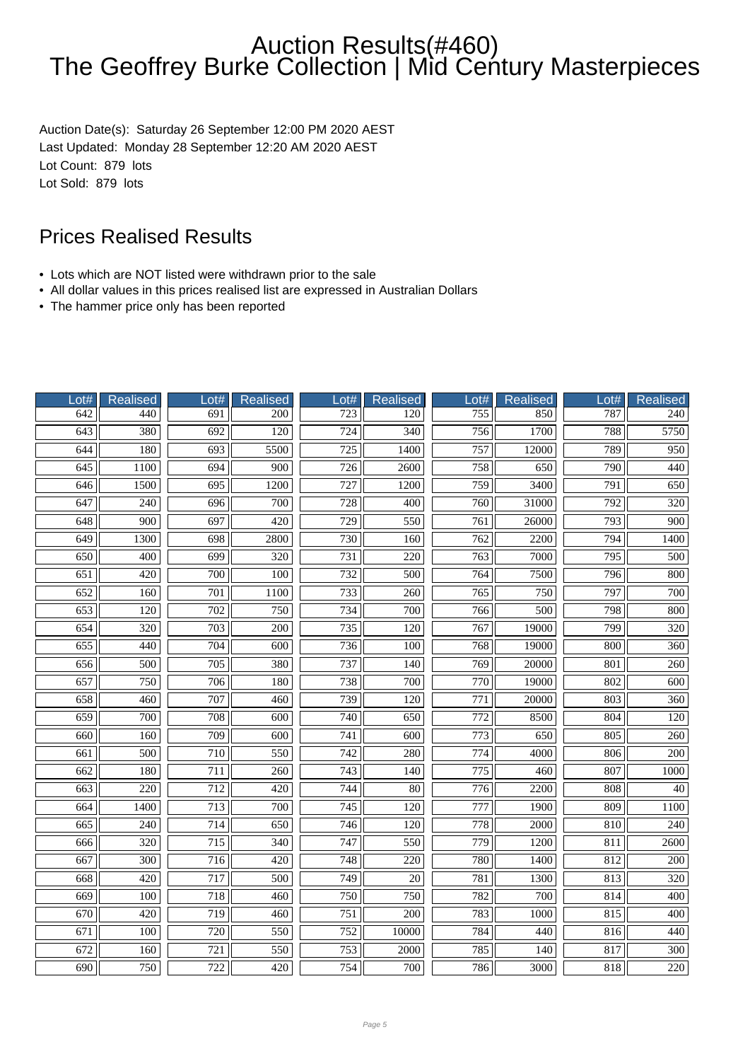# Auction Results(#460)
# The Geoffrey Burke Collection | Mid Century Masterpieces

Auction Date(s): Saturday 26 September 12:00 PM 2020 AEST
Last Updated: Monday 28 September 12:20 AM 2020 AEST
Lot Count: 879 lots
Lot Sold: 879 lots

## Prices Realised Results

- Lots which are NOT listed were withdrawn prior to the sale
- All dollar values in this prices realised list are expressed in Australian Dollars
- The hammer price only has been reported

| Lot# | Realised | Lot# | Realised | Lot# | Realised | Lot# | Realised | Lot# | Realised |
|---|---|---|---|---|---|---|---|---|---|
| 642 | 440 | 691 | 200 | 723 | 120 | 755 | 850 | 787 | 240 |
| 643 | 380 | 692 | 120 | 724 | 340 | 756 | 1700 | 788 | 5750 |
| 644 | 180 | 693 | 5500 | 725 | 1400 | 757 | 12000 | 789 | 950 |
| 645 | 1100 | 694 | 900 | 726 | 2600 | 758 | 650 | 790 | 440 |
| 646 | 1500 | 695 | 1200 | 727 | 1200 | 759 | 3400 | 791 | 650 |
| 647 | 240 | 696 | 700 | 728 | 400 | 760 | 31000 | 792 | 320 |
| 648 | 900 | 697 | 420 | 729 | 550 | 761 | 26000 | 793 | 900 |
| 649 | 1300 | 698 | 2800 | 730 | 160 | 762 | 2200 | 794 | 1400 |
| 650 | 400 | 699 | 320 | 731 | 220 | 763 | 7000 | 795 | 500 |
| 651 | 420 | 700 | 100 | 732 | 500 | 764 | 7500 | 796 | 800 |
| 652 | 160 | 701 | 1100 | 733 | 260 | 765 | 750 | 797 | 700 |
| 653 | 120 | 702 | 750 | 734 | 700 | 766 | 500 | 798 | 800 |
| 654 | 320 | 703 | 200 | 735 | 120 | 767 | 19000 | 799 | 320 |
| 655 | 440 | 704 | 600 | 736 | 100 | 768 | 19000 | 800 | 360 |
| 656 | 500 | 705 | 380 | 737 | 140 | 769 | 20000 | 801 | 260 |
| 657 | 750 | 706 | 180 | 738 | 700 | 770 | 19000 | 802 | 600 |
| 658 | 460 | 707 | 460 | 739 | 120 | 771 | 20000 | 803 | 360 |
| 659 | 700 | 708 | 600 | 740 | 650 | 772 | 8500 | 804 | 120 |
| 660 | 160 | 709 | 600 | 741 | 600 | 773 | 650 | 805 | 260 |
| 661 | 500 | 710 | 550 | 742 | 280 | 774 | 4000 | 806 | 200 |
| 662 | 180 | 711 | 260 | 743 | 140 | 775 | 460 | 807 | 1000 |
| 663 | 220 | 712 | 420 | 744 | 80 | 776 | 2200 | 808 | 40 |
| 664 | 1400 | 713 | 700 | 745 | 120 | 777 | 1900 | 809 | 1100 |
| 665 | 240 | 714 | 650 | 746 | 120 | 778 | 2000 | 810 | 240 |
| 666 | 320 | 715 | 340 | 747 | 550 | 779 | 1200 | 811 | 2600 |
| 667 | 300 | 716 | 420 | 748 | 220 | 780 | 1400 | 812 | 200 |
| 668 | 420 | 717 | 500 | 749 | 20 | 781 | 1300 | 813 | 320 |
| 669 | 100 | 718 | 460 | 750 | 750 | 782 | 700 | 814 | 400 |
| 670 | 420 | 719 | 460 | 751 | 200 | 783 | 1000 | 815 | 400 |
| 671 | 100 | 720 | 550 | 752 | 10000 | 784 | 440 | 816 | 440 |
| 672 | 160 | 721 | 550 | 753 | 2000 | 785 | 140 | 817 | 300 |
| 690 | 750 | 722 | 420 | 754 | 700 | 786 | 3000 | 818 | 220 |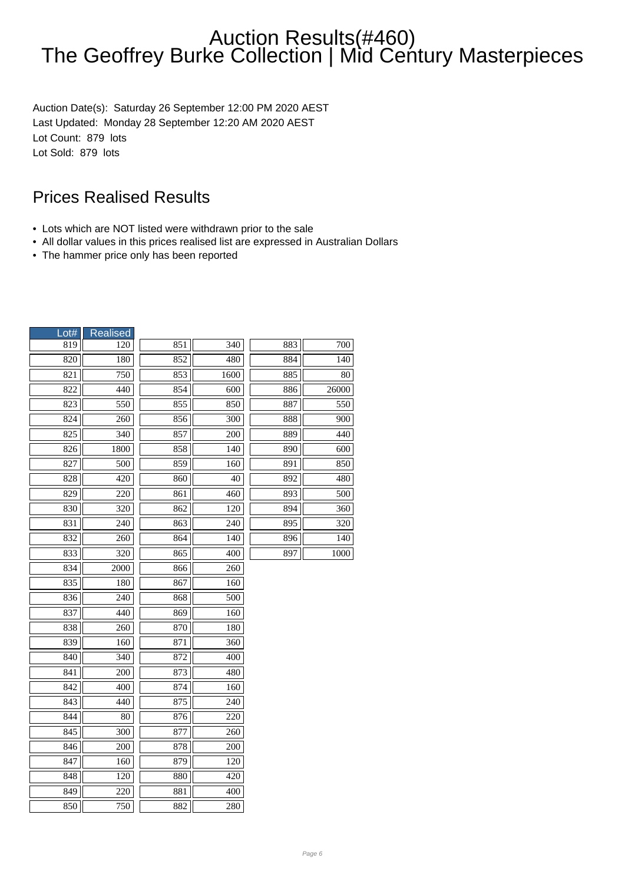# Auction Results(#460)
# The Geoffrey Burke Collection | Mid Century Masterpieces

Auction Date(s): Saturday 26 September 12:00 PM 2020 AEST
Last Updated: Monday 28 September 12:20 AM 2020 AEST
Lot Count: 879 lots
Lot Sold: 879 lots

## Prices Realised Results

- Lots which are NOT listed were withdrawn prior to the sale
- All dollar values in this prices realised list are expressed in Australian Dollars
- The hammer price only has been reported

| Lot# | Realised | Lot# | Realised | Lot# | Realised |
|---|---|---|---|---|---|
| 819 | 120 | 851 | 340 | 883 | 700 |
| 820 | 180 | 852 | 480 | 884 | 140 |
| 821 | 750 | 853 | 1600 | 885 | 80 |
| 822 | 440 | 854 | 600 | 886 | 26000 |
| 823 | 550 | 855 | 850 | 887 | 550 |
| 824 | 260 | 856 | 300 | 888 | 900 |
| 825 | 340 | 857 | 200 | 889 | 440 |
| 826 | 1800 | 858 | 140 | 890 | 600 |
| 827 | 500 | 859 | 160 | 891 | 850 |
| 828 | 420 | 860 | 40 | 892 | 480 |
| 829 | 220 | 861 | 460 | 893 | 500 |
| 830 | 320 | 862 | 120 | 894 | 360 |
| 831 | 240 | 863 | 240 | 895 | 320 |
| 832 | 260 | 864 | 140 | 896 | 140 |
| 833 | 320 | 865 | 400 | 897 | 1000 |
| 834 | 2000 | 866 | 260 | | |
| 835 | 180 | 867 | 160 | | |
| 836 | 240 | 868 | 500 | | |
| 837 | 440 | 869 | 160 | | |
| 838 | 260 | 870 | 180 | | |
| 839 | 160 | 871 | 360 | | |
| 840 | 340 | 872 | 400 | | |
| 841 | 200 | 873 | 480 | | |
| 842 | 400 | 874 | 160 | | |
| 843 | 440 | 875 | 240 | | |
| 844 | 80 | 876 | 220 | | |
| 845 | 300 | 877 | 260 | | |
| 846 | 200 | 878 | 200 | | |
| 847 | 160 | 879 | 120 | | |
| 848 | 120 | 880 | 420 | | |
| 849 | 220 | 881 | 400 | | |
| 850 | 750 | 882 | 280 | | |